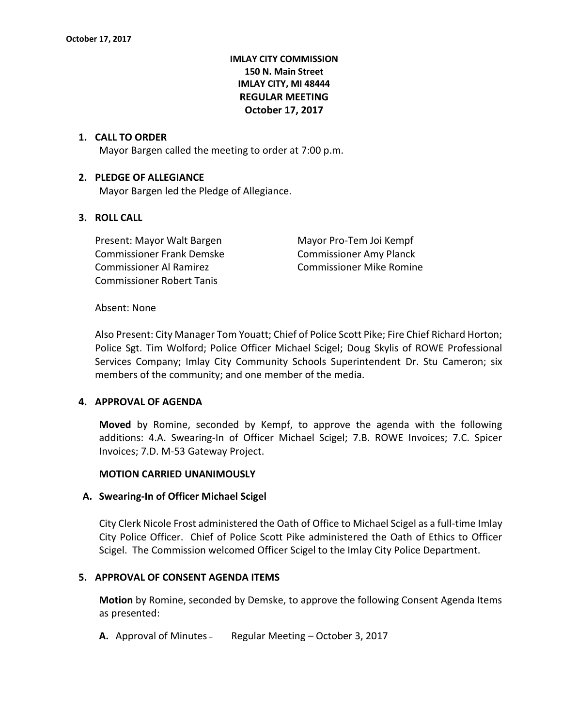**IMLAY CITY COMMISSION**
**150 N. Main Street**
**IMLAY CITY, MI 48444**
**REGULAR MEETING**
**October 17, 2017**

## 1. CALL TO ORDER

Mayor Bargen called the meeting to order at 7:00 p.m.

## 2. PLEDGE OF ALLEGIANCE

Mayor Bargen led the Pledge of Allegiance.

## 3. ROLL CALL

Present: Mayor Walt Bargen
Mayor Pro-Tem Joi Kempf
Commissioner Frank Demske
Commissioner Amy Planck
Commissioner Al Ramirez
Commissioner Mike Romine
Commissioner Robert Tanis

Absent: None

Also Present: City Manager Tom Youatt; Chief of Police Scott Pike; Fire Chief Richard Horton; Police Sgt. Tim Wolford; Police Officer Michael Scigel; Doug Skylis of ROWE Professional Services Company; Imlay City Community Schools Superintendent Dr. Stu Cameron; six members of the community; and one member of the media.

## 4. APPROVAL OF AGENDA

**Moved** by Romine, seconded by Kempf, to approve the agenda with the following additions: 4.A. Swearing-In of Officer Michael Scigel; 7.B. ROWE Invoices; 7.C. Spicer Invoices; 7.D. M-53 Gateway Project.

**MOTION CARRIED UNANIMOUSLY**

### A. Swearing-In of Officer Michael Scigel

City Clerk Nicole Frost administered the Oath of Office to Michael Scigel as a full-time Imlay City Police Officer. Chief of Police Scott Pike administered the Oath of Ethics to Officer Scigel. The Commission welcomed Officer Scigel to the Imlay City Police Department.

## 5. APPROVAL OF CONSENT AGENDA ITEMS

**Motion** by Romine, seconded by Demske, to approve the following Consent Agenda Items as presented:

**A.** Approval of Minutes – Regular Meeting – October 3, 2017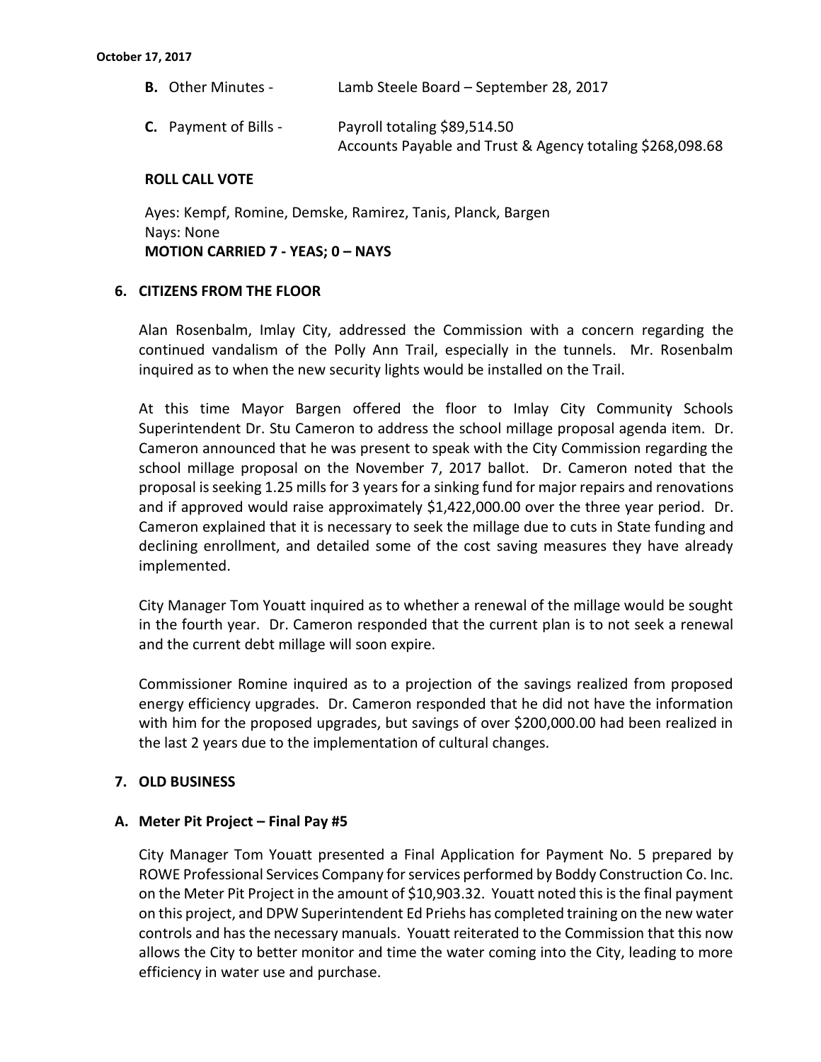**B.** Other Minutes - Lamb Steele Board – September 28, 2017

**C.** Payment of Bills - Payroll totaling $89,514.50
Accounts Payable and Trust & Agency totaling $268,098.68

**ROLL CALL VOTE**

Ayes: Kempf, Romine, Demske, Ramirez, Tanis, Planck, Bargen
Nays: None
**MOTION CARRIED 7 - YEAS; 0 – NAYS**

## 6. CITIZENS FROM THE FLOOR

Alan Rosenbalm, Imlay City, addressed the Commission with a concern regarding the continued vandalism of the Polly Ann Trail, especially in the tunnels. Mr. Rosenbalm inquired as to when the new security lights would be installed on the Trail.

At this time Mayor Bargen offered the floor to Imlay City Community Schools Superintendent Dr. Stu Cameron to address the school millage proposal agenda item. Dr. Cameron announced that he was present to speak with the City Commission regarding the school millage proposal on the November 7, 2017 ballot. Dr. Cameron noted that the proposal is seeking 1.25 mills for 3 years for a sinking fund for major repairs and renovations and if approved would raise approximately $1,422,000.00 over the three year period. Dr. Cameron explained that it is necessary to seek the millage due to cuts in State funding and declining enrollment, and detailed some of the cost saving measures they have already implemented.

City Manager Tom Youatt inquired as to whether a renewal of the millage would be sought in the fourth year. Dr. Cameron responded that the current plan is to not seek a renewal and the current debt millage will soon expire.

Commissioner Romine inquired as to a projection of the savings realized from proposed energy efficiency upgrades. Dr. Cameron responded that he did not have the information with him for the proposed upgrades, but savings of over $200,000.00 had been realized in the last 2 years due to the implementation of cultural changes.

## 7. OLD BUSINESS

### A. Meter Pit Project – Final Pay #5

City Manager Tom Youatt presented a Final Application for Payment No. 5 prepared by ROWE Professional Services Company for services performed by Boddy Construction Co. Inc. on the Meter Pit Project in the amount of $10,903.32. Youatt noted this is the final payment on this project, and DPW Superintendent Ed Priehs has completed training on the new water controls and has the necessary manuals. Youatt reiterated to the Commission that this now allows the City to better monitor and time the water coming into the City, leading to more efficiency in water use and purchase.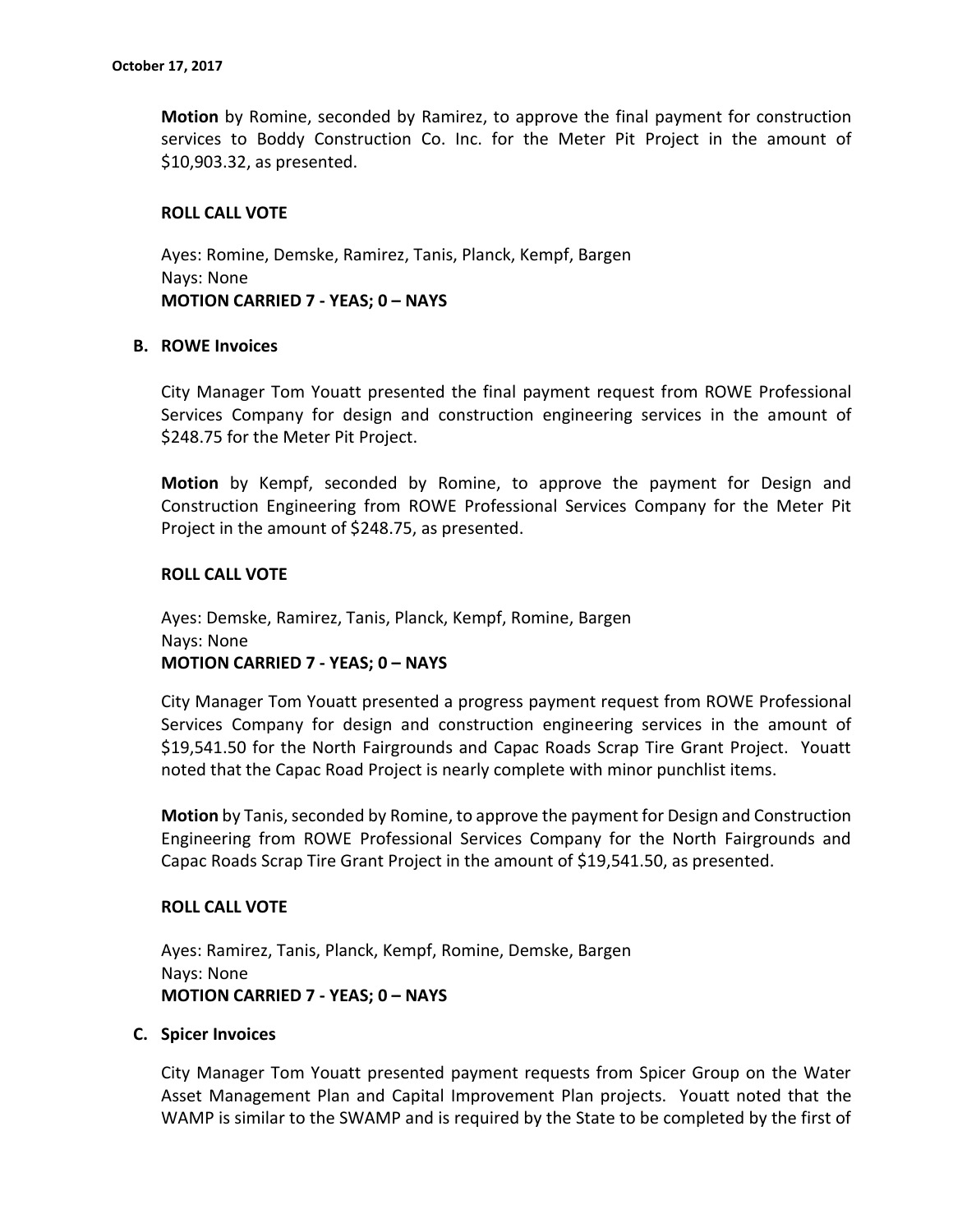**Motion** by Romine, seconded by Ramirez, to approve the final payment for construction services to Boddy Construction Co. Inc. for the Meter Pit Project in the amount of $10,903.32, as presented.

**ROLL CALL VOTE**

Ayes: Romine, Demske, Ramirez, Tanis, Planck, Kempf, Bargen
Nays: None
**MOTION CARRIED 7 - YEAS; 0 – NAYS**

**B. ROWE Invoices**

City Manager Tom Youatt presented the final payment request from ROWE Professional Services Company for design and construction engineering services in the amount of $248.75 for the Meter Pit Project.

**Motion** by Kempf, seconded by Romine, to approve the payment for Design and Construction Engineering from ROWE Professional Services Company for the Meter Pit Project in the amount of $248.75, as presented.

**ROLL CALL VOTE**

Ayes: Demske, Ramirez, Tanis, Planck, Kempf, Romine, Bargen
Nays: None
**MOTION CARRIED 7 - YEAS; 0 – NAYS**

City Manager Tom Youatt presented a progress payment request from ROWE Professional Services Company for design and construction engineering services in the amount of $19,541.50 for the North Fairgrounds and Capac Roads Scrap Tire Grant Project. Youatt noted that the Capac Road Project is nearly complete with minor punchlist items.

**Motion** by Tanis, seconded by Romine, to approve the payment for Design and Construction Engineering from ROWE Professional Services Company for the North Fairgrounds and Capac Roads Scrap Tire Grant Project in the amount of $19,541.50, as presented.

**ROLL CALL VOTE**

Ayes: Ramirez, Tanis, Planck, Kempf, Romine, Demske, Bargen
Nays: None
**MOTION CARRIED 7 - YEAS; 0 – NAYS**

**C. Spicer Invoices**

City Manager Tom Youatt presented payment requests from Spicer Group on the Water Asset Management Plan and Capital Improvement Plan projects. Youatt noted that the WAMP is similar to the SWAMP and is required by the State to be completed by the first of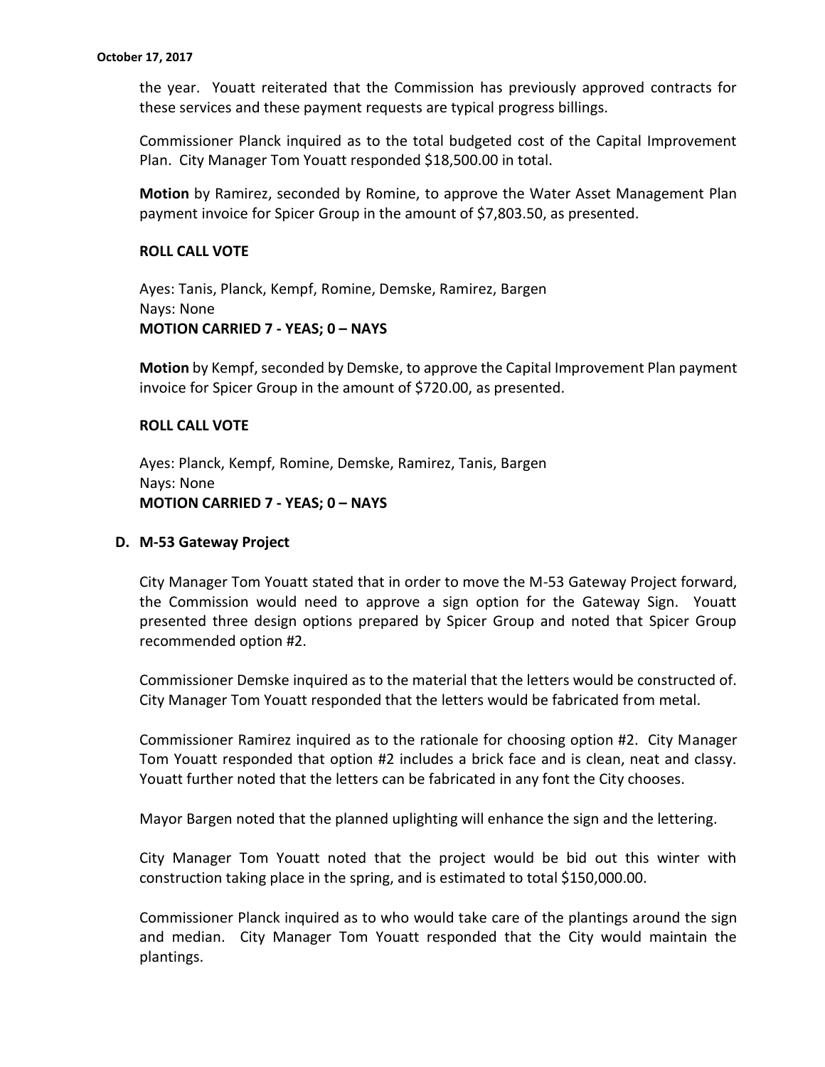the year. Youatt reiterated that the Commission has previously approved contracts for these services and these payment requests are typical progress billings.

Commissioner Planck inquired as to the total budgeted cost of the Capital Improvement Plan. City Manager Tom Youatt responded $18,500.00 in total.

**Motion** by Ramirez, seconded by Romine, to approve the Water Asset Management Plan payment invoice for Spicer Group in the amount of $7,803.50, as presented.

**ROLL CALL VOTE**

Ayes: Tanis, Planck, Kempf, Romine, Demske, Ramirez, Bargen
Nays: None
**MOTION CARRIED 7 - YEAS; 0 – NAYS**

**Motion** by Kempf, seconded by Demske, to approve the Capital Improvement Plan payment invoice for Spicer Group in the amount of $720.00, as presented.

**ROLL CALL VOTE**

Ayes: Planck, Kempf, Romine, Demske, Ramirez, Tanis, Bargen
Nays: None
**MOTION CARRIED 7 - YEAS; 0 – NAYS**

**D. M-53 Gateway Project**

City Manager Tom Youatt stated that in order to move the M-53 Gateway Project forward, the Commission would need to approve a sign option for the Gateway Sign. Youatt presented three design options prepared by Spicer Group and noted that Spicer Group recommended option #2.

Commissioner Demske inquired as to the material that the letters would be constructed of. City Manager Tom Youatt responded that the letters would be fabricated from metal.

Commissioner Ramirez inquired as to the rationale for choosing option #2. City Manager Tom Youatt responded that option #2 includes a brick face and is clean, neat and classy. Youatt further noted that the letters can be fabricated in any font the City chooses.

Mayor Bargen noted that the planned uplighting will enhance the sign and the lettering.

City Manager Tom Youatt noted that the project would be bid out this winter with construction taking place in the spring, and is estimated to total $150,000.00.

Commissioner Planck inquired as to who would take care of the plantings around the sign and median. City Manager Tom Youatt responded that the City would maintain the plantings.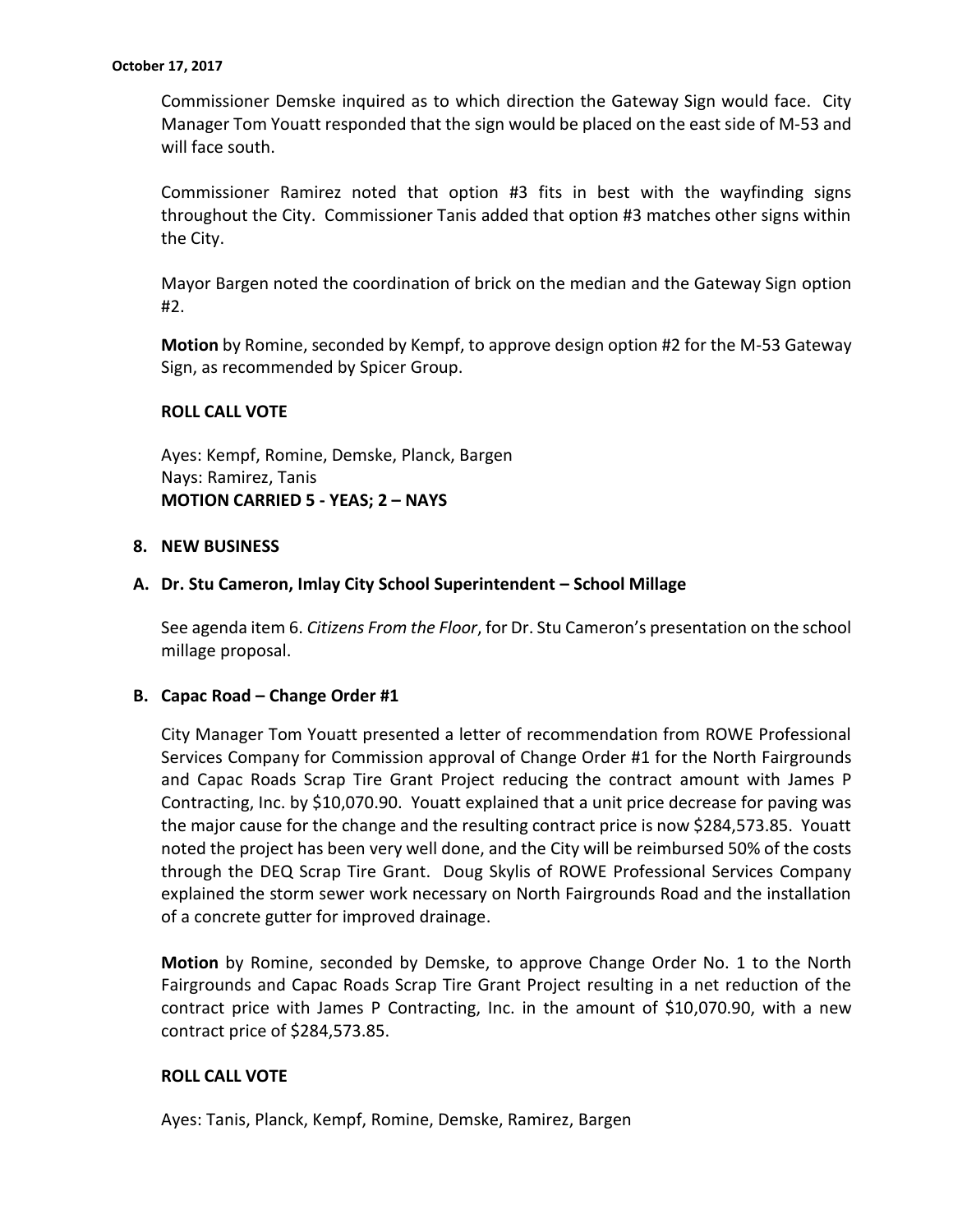Commissioner Demske inquired as to which direction the Gateway Sign would face. City Manager Tom Youatt responded that the sign would be placed on the east side of M-53 and will face south.

Commissioner Ramirez noted that option #3 fits in best with the wayfinding signs throughout the City. Commissioner Tanis added that option #3 matches other signs within the City.

Mayor Bargen noted the coordination of brick on the median and the Gateway Sign option #2.

**Motion** by Romine, seconded by Kempf, to approve design option #2 for the M-53 Gateway Sign, as recommended by Spicer Group.

**ROLL CALL VOTE**

Ayes: Kempf, Romine, Demske, Planck, Bargen
Nays: Ramirez, Tanis
**MOTION CARRIED 5 - YEAS; 2 – NAYS**

## 8. NEW BUSINESS

### A. Dr. Stu Cameron, Imlay City School Superintendent – School Millage

See agenda item 6. *Citizens From the Floor*, for Dr. Stu Cameron's presentation on the school millage proposal.

### B. Capac Road – Change Order #1

City Manager Tom Youatt presented a letter of recommendation from ROWE Professional Services Company for Commission approval of Change Order #1 for the North Fairgrounds and Capac Roads Scrap Tire Grant Project reducing the contract amount with James P Contracting, Inc. by $10,070.90. Youatt explained that a unit price decrease for paving was the major cause for the change and the resulting contract price is now $284,573.85. Youatt noted the project has been very well done, and the City will be reimbursed 50% of the costs through the DEQ Scrap Tire Grant. Doug Skylis of ROWE Professional Services Company explained the storm sewer work necessary on North Fairgrounds Road and the installation of a concrete gutter for improved drainage.

**Motion** by Romine, seconded by Demske, to approve Change Order No. 1 to the North Fairgrounds and Capac Roads Scrap Tire Grant Project resulting in a net reduction of the contract price with James P Contracting, Inc. in the amount of $10,070.90, with a new contract price of $284,573.85.

**ROLL CALL VOTE**

Ayes: Tanis, Planck, Kempf, Romine, Demske, Ramirez, Bargen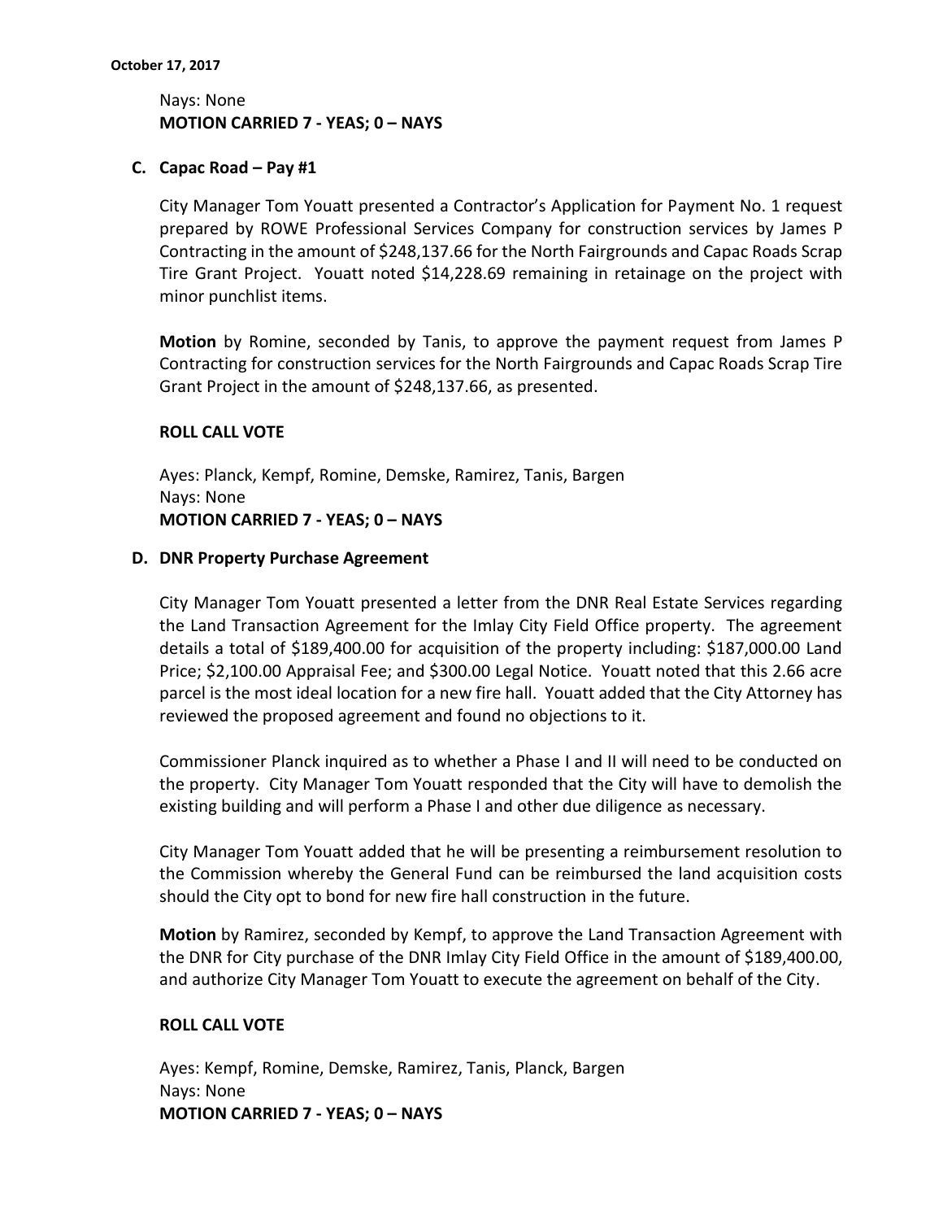Nays: None
**MOTION CARRIED 7 - YEAS; 0 – NAYS**

**C. Capac Road – Pay #1**

City Manager Tom Youatt presented a Contractor's Application for Payment No. 1 request prepared by ROWE Professional Services Company for construction services by James P Contracting in the amount of $248,137.66 for the North Fairgrounds and Capac Roads Scrap Tire Grant Project. Youatt noted $14,228.69 remaining in retainage on the project with minor punchlist items.

**Motion** by Romine, seconded by Tanis, to approve the payment request from James P Contracting for construction services for the North Fairgrounds and Capac Roads Scrap Tire Grant Project in the amount of $248,137.66, as presented.

**ROLL CALL VOTE**

Ayes: Planck, Kempf, Romine, Demske, Ramirez, Tanis, Bargen
Nays: None
**MOTION CARRIED 7 - YEAS; 0 – NAYS**

**D. DNR Property Purchase Agreement**

City Manager Tom Youatt presented a letter from the DNR Real Estate Services regarding the Land Transaction Agreement for the Imlay City Field Office property. The agreement details a total of $189,400.00 for acquisition of the property including: $187,000.00 Land Price; $2,100.00 Appraisal Fee; and $300.00 Legal Notice. Youatt noted that this 2.66 acre parcel is the most ideal location for a new fire hall. Youatt added that the City Attorney has reviewed the proposed agreement and found no objections to it.

Commissioner Planck inquired as to whether a Phase I and II will need to be conducted on the property. City Manager Tom Youatt responded that the City will have to demolish the existing building and will perform a Phase I and other due diligence as necessary.

City Manager Tom Youatt added that he will be presenting a reimbursement resolution to the Commission whereby the General Fund can be reimbursed the land acquisition costs should the City opt to bond for new fire hall construction in the future.

**Motion** by Ramirez, seconded by Kempf, to approve the Land Transaction Agreement with the DNR for City purchase of the DNR Imlay City Field Office in the amount of $189,400.00, and authorize City Manager Tom Youatt to execute the agreement on behalf of the City.

**ROLL CALL VOTE**

Ayes: Kempf, Romine, Demske, Ramirez, Tanis, Planck, Bargen
Nays: None
**MOTION CARRIED 7 - YEAS; 0 – NAYS**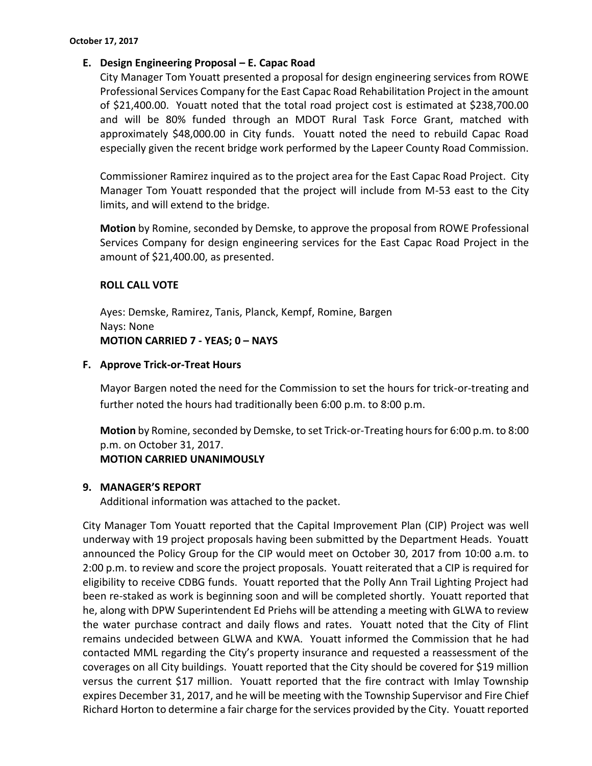**E. Design Engineering Proposal – E. Capac Road**

City Manager Tom Youatt presented a proposal for design engineering services from ROWE Professional Services Company for the East Capac Road Rehabilitation Project in the amount of $21,400.00. Youatt noted that the total road project cost is estimated at $238,700.00 and will be 80% funded through an MDOT Rural Task Force Grant, matched with approximately $48,000.00 in City funds. Youatt noted the need to rebuild Capac Road especially given the recent bridge work performed by the Lapeer County Road Commission.

Commissioner Ramirez inquired as to the project area for the East Capac Road Project. City Manager Tom Youatt responded that the project will include from M-53 east to the City limits, and will extend to the bridge.

**Motion** by Romine, seconded by Demske, to approve the proposal from ROWE Professional Services Company for design engineering services for the East Capac Road Project in the amount of $21,400.00, as presented.

**ROLL CALL VOTE**

Ayes: Demske, Ramirez, Tanis, Planck, Kempf, Romine, Bargen
Nays: None
**MOTION CARRIED 7 - YEAS; 0 – NAYS**

**F. Approve Trick-or-Treat Hours**

Mayor Bargen noted the need for the Commission to set the hours for trick-or-treating and further noted the hours had traditionally been 6:00 p.m. to 8:00 p.m.

**Motion** by Romine, seconded by Demske, to set Trick-or-Treating hours for 6:00 p.m. to 8:00 p.m. on October 31, 2017.
**MOTION CARRIED UNANIMOUSLY**

**9. MANAGER'S REPORT**

Additional information was attached to the packet.

City Manager Tom Youatt reported that the Capital Improvement Plan (CIP) Project was well underway with 19 project proposals having been submitted by the Department Heads. Youatt announced the Policy Group for the CIP would meet on October 30, 2017 from 10:00 a.m. to 2:00 p.m. to review and score the project proposals. Youatt reiterated that a CIP is required for eligibility to receive CDBG funds. Youatt reported that the Polly Ann Trail Lighting Project had been re-staked as work is beginning soon and will be completed shortly. Youatt reported that he, along with DPW Superintendent Ed Priehs will be attending a meeting with GLWA to review the water purchase contract and daily flows and rates. Youatt noted that the City of Flint remains undecided between GLWA and KWA. Youatt informed the Commission that he had contacted MML regarding the City's property insurance and requested a reassessment of the coverages on all City buildings. Youatt reported that the City should be covered for $19 million versus the current $17 million. Youatt reported that the fire contract with Imlay Township expires December 31, 2017, and he will be meeting with the Township Supervisor and Fire Chief Richard Horton to determine a fair charge for the services provided by the City. Youatt reported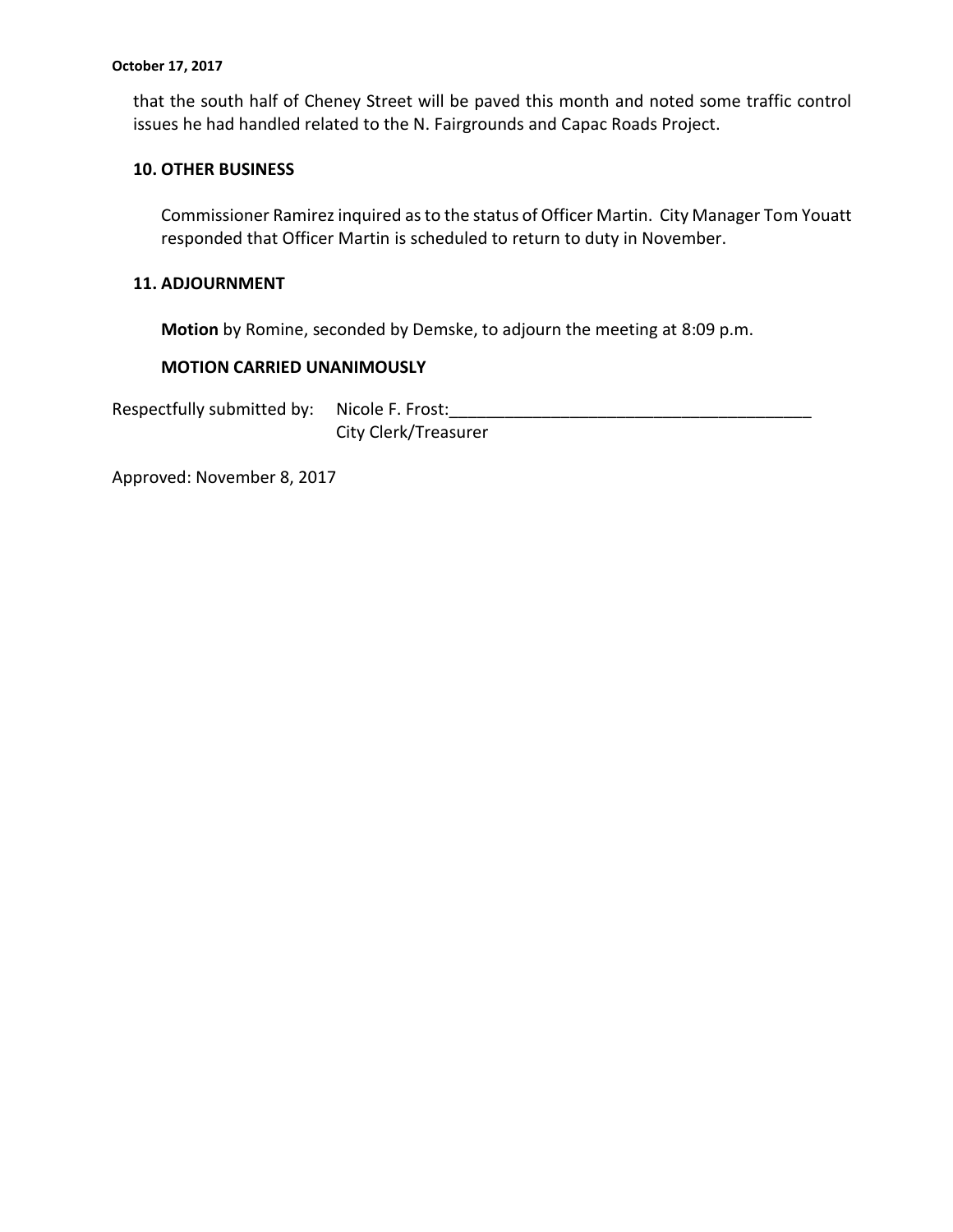that the south half of Cheney Street will be paved this month and noted some traffic control issues he had handled related to the N. Fairgrounds and Capac Roads Project.

### 10. OTHER BUSINESS

Commissioner Ramirez inquired as to the status of Officer Martin. City Manager Tom Youatt responded that Officer Martin is scheduled to return to duty in November.

### 11. ADJOURNMENT

**Motion** by Romine, seconded by Demske, to adjourn the meeting at 8:09 p.m.

**MOTION CARRIED UNANIMOUSLY**

Respectfully submitted by: Nicole F. Frost:________________________________________
City Clerk/Treasurer

Approved: November 8, 2017